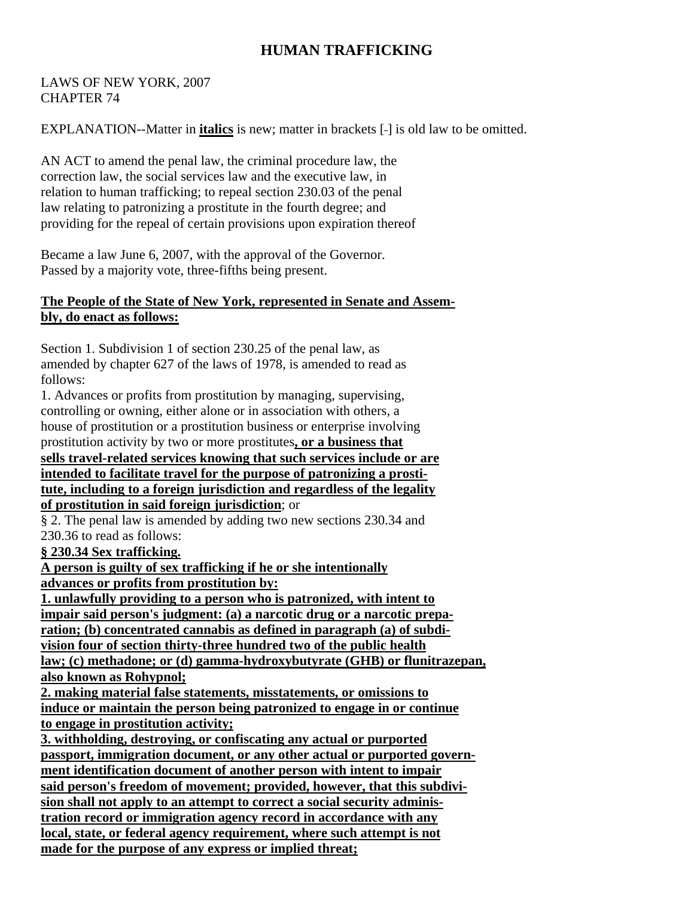# HUMAN TRAFFICKING

LAWS OF NEW YORK, 2007
CHAPTER 74

EXPLANATION--Matter in ***italics*** is new; matter in brackets [-] is old law to be omitted.

AN ACT to amend the penal law, the criminal procedure law, the correction law, the social services law and the executive law, in relation to human trafficking; to repeal section 230.03 of the penal law relating to patronizing a prostitute in the fourth degree; and providing for the repeal of certain provisions upon expiration thereof

Became a law June 6, 2007, with the approval of the Governor.
Passed by a majority vote, three-fifths being present.

**The People of the State of New York, represented in Senate and Assembly, do enact as follows:**

Section 1. Subdivision 1 of section 230.25 of the penal law, as amended by chapter 627 of the laws of 1978, is amended to read as follows:

1. Advances or profits from prostitution by managing, supervising, controlling or owning, either alone or in association with others, a house of prostitution or a prostitution business or enterprise involving prostitution activity by two or more prostitutes**, or a business that sells travel-related services knowing that such services include or are intended to facilitate travel for the purpose of patronizing a prostitute, including to a foreign jurisdiction and regardless of the legality of prostitution in said foreign jurisdiction**; or

§ 2. The penal law is amended by adding two new sections 230.34 and 230.36 to read as follows:

**§ 230.34 Sex trafficking.**

**A person is guilty of sex trafficking if he or she intentionally advances or profits from prostitution by:**

**1. unlawfully providing to a person who is patronized, with intent to impair said person's judgment: (a) a narcotic drug or a narcotic preparation; (b) concentrated cannabis as defined in paragraph (a) of subdivision four of section thirty-three hundred two of the public health law; (c) methadone; or (d) gamma-hydroxybutyrate (GHB) or flunitrazepan, also known as Rohypnol;**

**2. making material false statements, misstatements, or omissions to induce or maintain the person being patronized to engage in or continue to engage in prostitution activity;**

**3. withholding, destroying, or confiscating any actual or purported passport, immigration document, or any other actual or purported government identification document of another person with intent to impair said person's freedom of movement; provided, however, that this subdivision shall not apply to an attempt to correct a social security administration record or immigration agency record in accordance with any local, state, or federal agency requirement, where such attempt is not made for the purpose of any express or implied threat;**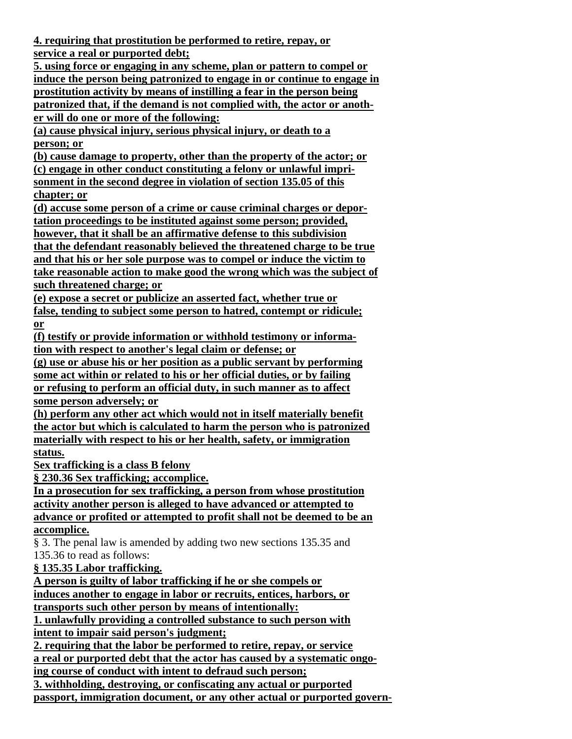**4. requiring that prostitution be performed to retire, repay, or service a real or purported debt;**

**5. using force or engaging in any scheme, plan or pattern to compel or induce the person being patronized to engage in or continue to engage in prostitution activity by means of instilling a fear in the person being patronized that, if the demand is not complied with, the actor or another will do one or more of the following:**

**(a) cause physical injury, serious physical injury, or death to a person; or**

**(b) cause damage to property, other than the property of the actor; or**

**(c) engage in other conduct constituting a felony or unlawful imprisonment in the second degree in violation of section 135.05 of this chapter; or**

**(d) accuse some person of a crime or cause criminal charges or deportation proceedings to be instituted against some person; provided, however, that it shall be an affirmative defense to this subdivision that the defendant reasonably believed the threatened charge to be true and that his or her sole purpose was to compel or induce the victim to take reasonable action to make good the wrong which was the subject of such threatened charge; or**

**(e) expose a secret or publicize an asserted fact, whether true or false, tending to subject some person to hatred, contempt or ridicule; or**

**(f) testify or provide information or withhold testimony or information with respect to another's legal claim or defense; or**

**(g) use or abuse his or her position as a public servant by performing some act within or related to his or her official duties, or by failing or refusing to perform an official duty, in such manner as to affect some person adversely; or**

**(h) perform any other act which would not in itself materially benefit the actor but which is calculated to harm the person who is patronized materially with respect to his or her health, safety, or immigration status.**

**Sex trafficking is a class B felony**

**§ 230.36 Sex trafficking; accomplice.**

**In a prosecution for sex trafficking, a person from whose prostitution activity another person is alleged to have advanced or attempted to advance or profited or attempted to profit shall not be deemed to be an accomplice.**

§ 3. The penal law is amended by adding two new sections 135.35 and 135.36 to read as follows:

**§ 135.35 Labor trafficking.**

**A person is guilty of labor trafficking if he or she compels or induces another to engage in labor or recruits, entices, harbors, or transports such other person by means of intentionally:**

**1. unlawfully providing a controlled substance to such person with intent to impair said person's judgment;**

**2. requiring that the labor be performed to retire, repay, or service a real or purported debt that the actor has caused by a systematic ongoing course of conduct with intent to defraud such person;**

**3. withholding, destroying, or confiscating any actual or purported passport, immigration document, or any other actual or purported govern-**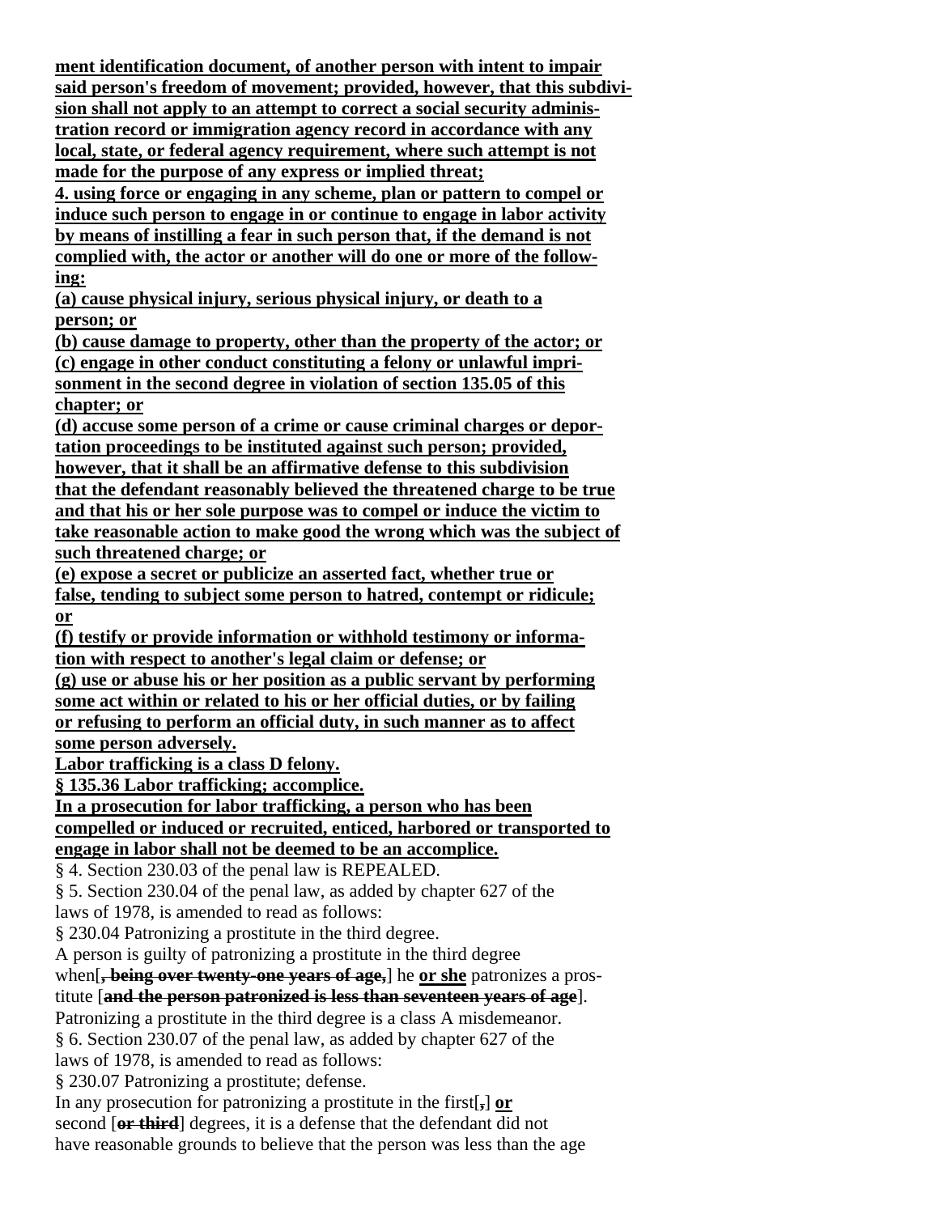**ment identification document, of another person with intent to impair said person's freedom of movement; provided, however, that this subdivision shall not apply to an attempt to correct a social security administration record or immigration agency record in accordance with any local, state, or federal agency requirement, where such attempt is not made for the purpose of any express or implied threat;**

**4. using force or engaging in any scheme, plan or pattern to compel or induce such person to engage in or continue to engage in labor activity by means of instilling a fear in such person that, if the demand is not complied with, the actor or another will do one or more of the following:**

**(a) cause physical injury, serious physical injury, or death to a person; or**

**(b) cause damage to property, other than the property of the actor; or**

**(c) engage in other conduct constituting a felony or unlawful imprisonment in the second degree in violation of section 135.05 of this chapter; or**

**(d) accuse some person of a crime or cause criminal charges or deportation proceedings to be instituted against such person; provided, however, that it shall be an affirmative defense to this subdivision that the defendant reasonably believed the threatened charge to be true and that his or her sole purpose was to compel or induce the victim to take reasonable action to make good the wrong which was the subject of such threatened charge; or**

**(e) expose a secret or publicize an asserted fact, whether true or false, tending to subject some person to hatred, contempt or ridicule; or**

**(f) testify or provide information or withhold testimony or information with respect to another's legal claim or defense; or**

**(g) use or abuse his or her position as a public servant by performing some act within or related to his or her official duties, or by failing or refusing to perform an official duty, in such manner as to affect some person adversely.**

**Labor trafficking is a class D felony.**

**§ 135.36 Labor trafficking; accomplice.**

**In a prosecution for labor trafficking, a person who has been compelled or induced or recruited, enticed, harbored or transported to engage in labor shall not be deemed to be an accomplice.**

§ 4. Section 230.03 of the penal law is REPEALED.

§ 5. Section 230.04 of the penal law, as added by chapter 627 of the laws of 1978, is amended to read as follows:

§ 230.04 Patronizing a prostitute in the third degree.

A person is guilty of patronizing a prostitute in the third degree when[~~, being over twenty-one years of age,~~] he **or she** patronizes a prostitute [~~**and the person patronized is less than seventeen years of age**~~].

Patronizing a prostitute in the third degree is a class A misdemeanor.

§ 6. Section 230.07 of the penal law, as added by chapter 627 of the laws of 1978, is amended to read as follows:

§ 230.07 Patronizing a prostitute; defense.

In any prosecution for patronizing a prostitute in the first[~~,~~] **or** second [~~**or third**~~] degrees, it is a defense that the defendant did not have reasonable grounds to believe that the person was less than the age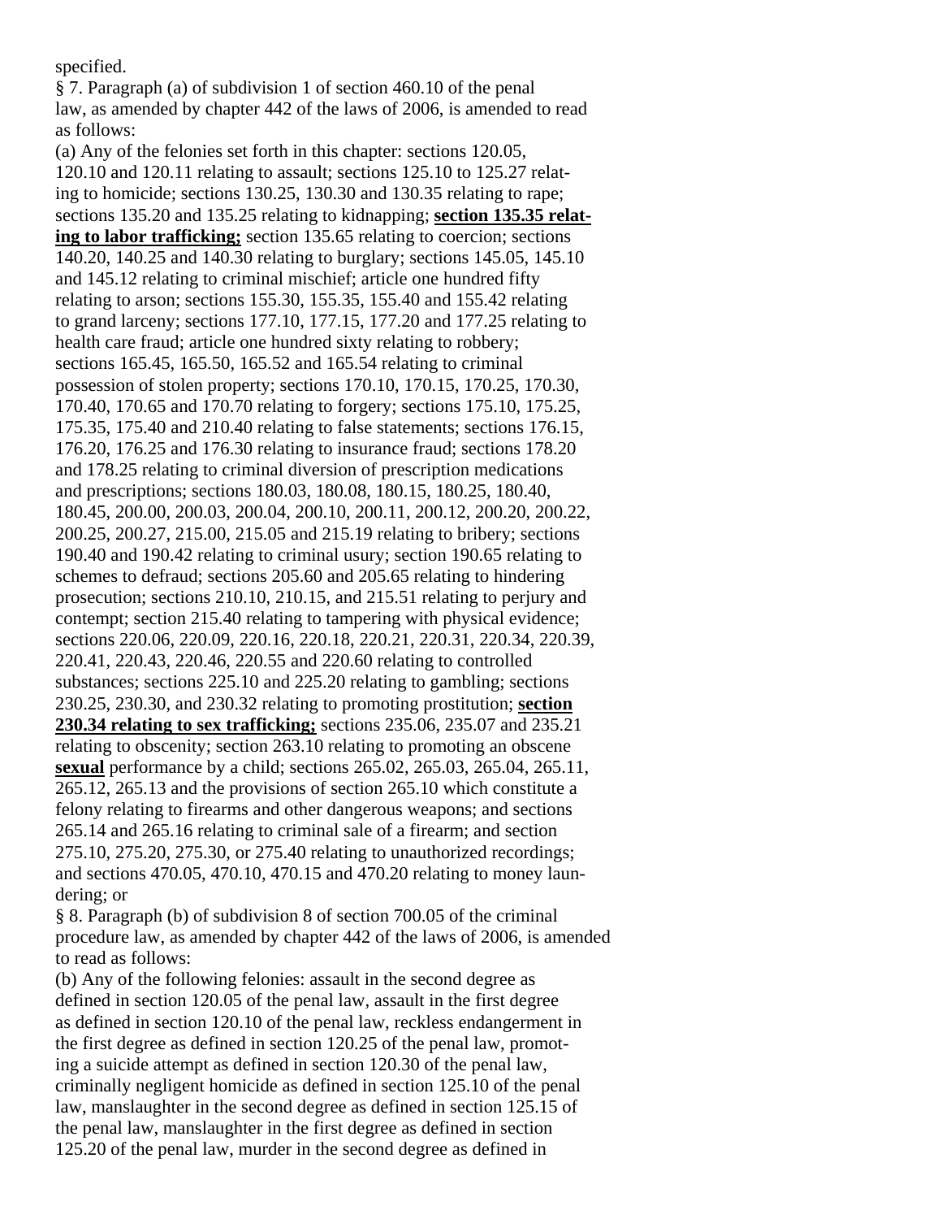specified.

§ 7. Paragraph (a) of subdivision 1 of section 460.10 of the penal law, as amended by chapter 442 of the laws of 2006, is amended to read as follows:

(a) Any of the felonies set forth in this chapter: sections 120.05, 120.10 and 120.11 relating to assault; sections 125.10 to 125.27 relating to homicide; sections 130.25, 130.30 and 130.35 relating to rape; sections 135.20 and 135.25 relating to kidnapping; **section 135.35 relating to labor trafficking;** section 135.65 relating to coercion; sections 140.20, 140.25 and 140.30 relating to burglary; sections 145.05, 145.10 and 145.12 relating to criminal mischief; article one hundred fifty relating to arson; sections 155.30, 155.35, 155.40 and 155.42 relating to grand larceny; sections 177.10, 177.15, 177.20 and 177.25 relating to health care fraud; article one hundred sixty relating to robbery; sections 165.45, 165.50, 165.52 and 165.54 relating to criminal possession of stolen property; sections 170.10, 170.15, 170.25, 170.30, 170.40, 170.65 and 170.70 relating to forgery; sections 175.10, 175.25, 175.35, 175.40 and 210.40 relating to false statements; sections 176.15, 176.20, 176.25 and 176.30 relating to insurance fraud; sections 178.20 and 178.25 relating to criminal diversion of prescription medications and prescriptions; sections 180.03, 180.08, 180.15, 180.25, 180.40, 180.45, 200.00, 200.03, 200.04, 200.10, 200.11, 200.12, 200.20, 200.22, 200.25, 200.27, 215.00, 215.05 and 215.19 relating to bribery; sections 190.40 and 190.42 relating to criminal usury; section 190.65 relating to schemes to defraud; sections 205.60 and 205.65 relating to hindering prosecution; sections 210.10, 210.15, and 215.51 relating to perjury and contempt; section 215.40 relating to tampering with physical evidence; sections 220.06, 220.09, 220.16, 220.18, 220.21, 220.31, 220.34, 220.39, 220.41, 220.43, 220.46, 220.55 and 220.60 relating to controlled substances; sections 225.10 and 225.20 relating to gambling; sections 230.25, 230.30, and 230.32 relating to promoting prostitution; **section 230.34 relating to sex trafficking;** sections 235.06, 235.07 and 235.21 relating to obscenity; section 263.10 relating to promoting an obscene **sexual** performance by a child; sections 265.02, 265.03, 265.04, 265.11, 265.12, 265.13 and the provisions of section 265.10 which constitute a felony relating to firearms and other dangerous weapons; and sections 265.14 and 265.16 relating to criminal sale of a firearm; and section 275.10, 275.20, 275.30, or 275.40 relating to unauthorized recordings; and sections 470.05, 470.10, 470.15 and 470.20 relating to money laundering; or

§ 8. Paragraph (b) of subdivision 8 of section 700.05 of the criminal procedure law, as amended by chapter 442 of the laws of 2006, is amended to read as follows:

(b) Any of the following felonies: assault in the second degree as defined in section 120.05 of the penal law, assault in the first degree as defined in section 120.10 of the penal law, reckless endangerment in the first degree as defined in section 120.25 of the penal law, promoting a suicide attempt as defined in section 120.30 of the penal law, criminally negligent homicide as defined in section 125.10 of the penal law, manslaughter in the second degree as defined in section 125.15 of the penal law, manslaughter in the first degree as defined in section 125.20 of the penal law, murder in the second degree as defined in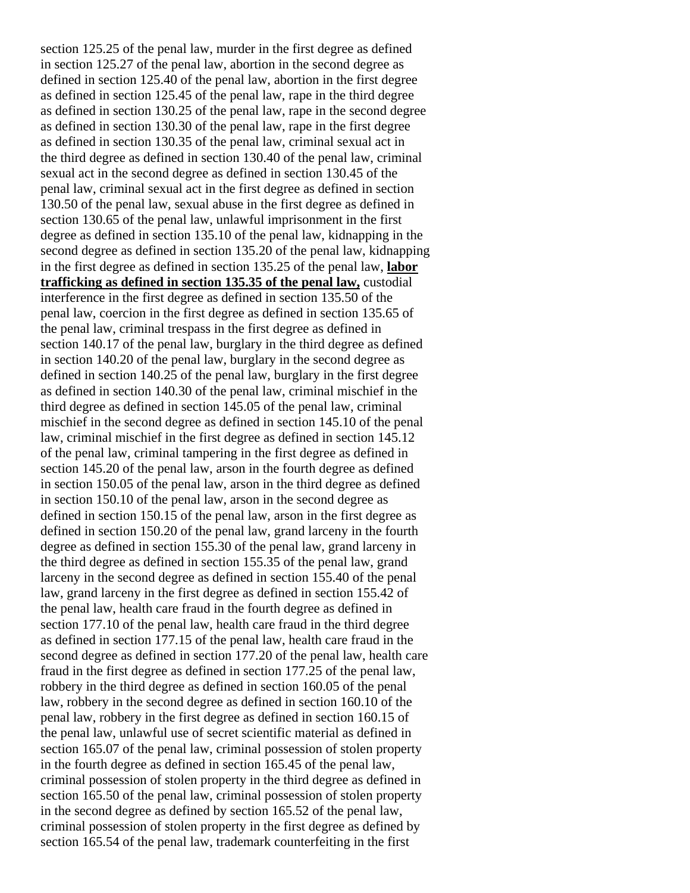section 125.25 of the penal law, murder in the first degree as defined in section 125.27 of the penal law, abortion in the second degree as defined in section 125.40 of the penal law, abortion in the first degree as defined in section 125.45 of the penal law, rape in the third degree as defined in section 130.25 of the penal law, rape in the second degree as defined in section 130.30 of the penal law, rape in the first degree as defined in section 130.35 of the penal law, criminal sexual act in the third degree as defined in section 130.40 of the penal law, criminal sexual act in the second degree as defined in section 130.45 of the penal law, criminal sexual act in the first degree as defined in section 130.50 of the penal law, sexual abuse in the first degree as defined in section 130.65 of the penal law, unlawful imprisonment in the first degree as defined in section 135.10 of the penal law, kidnapping in the second degree as defined in section 135.20 of the penal law, kidnapping in the first degree as defined in section 135.25 of the penal law, **labor trafficking as defined in section 135.35 of the penal law,** custodial interference in the first degree as defined in section 135.50 of the penal law, coercion in the first degree as defined in section 135.65 of the penal law, criminal trespass in the first degree as defined in section 140.17 of the penal law, burglary in the third degree as defined in section 140.20 of the penal law, burglary in the second degree as defined in section 140.25 of the penal law, burglary in the first degree as defined in section 140.30 of the penal law, criminal mischief in the third degree as defined in section 145.05 of the penal law, criminal mischief in the second degree as defined in section 145.10 of the penal law, criminal mischief in the first degree as defined in section 145.12 of the penal law, criminal tampering in the first degree as defined in section 145.20 of the penal law, arson in the fourth degree as defined in section 150.05 of the penal law, arson in the third degree as defined in section 150.10 of the penal law, arson in the second degree as defined in section 150.15 of the penal law, arson in the first degree as defined in section 150.20 of the penal law, grand larceny in the fourth degree as defined in section 155.30 of the penal law, grand larceny in the third degree as defined in section 155.35 of the penal law, grand larceny in the second degree as defined in section 155.40 of the penal law, grand larceny in the first degree as defined in section 155.42 of the penal law, health care fraud in the fourth degree as defined in section 177.10 of the penal law, health care fraud in the third degree as defined in section 177.15 of the penal law, health care fraud in the second degree as defined in section 177.20 of the penal law, health care fraud in the first degree as defined in section 177.25 of the penal law, robbery in the third degree as defined in section 160.05 of the penal law, robbery in the second degree as defined in section 160.10 of the penal law, robbery in the first degree as defined in section 160.15 of the penal law, unlawful use of secret scientific material as defined in section 165.07 of the penal law, criminal possession of stolen property in the fourth degree as defined in section 165.45 of the penal law, criminal possession of stolen property in the third degree as defined in section 165.50 of the penal law, criminal possession of stolen property in the second degree as defined by section 165.52 of the penal law, criminal possession of stolen property in the first degree as defined by section 165.54 of the penal law, trademark counterfeiting in the first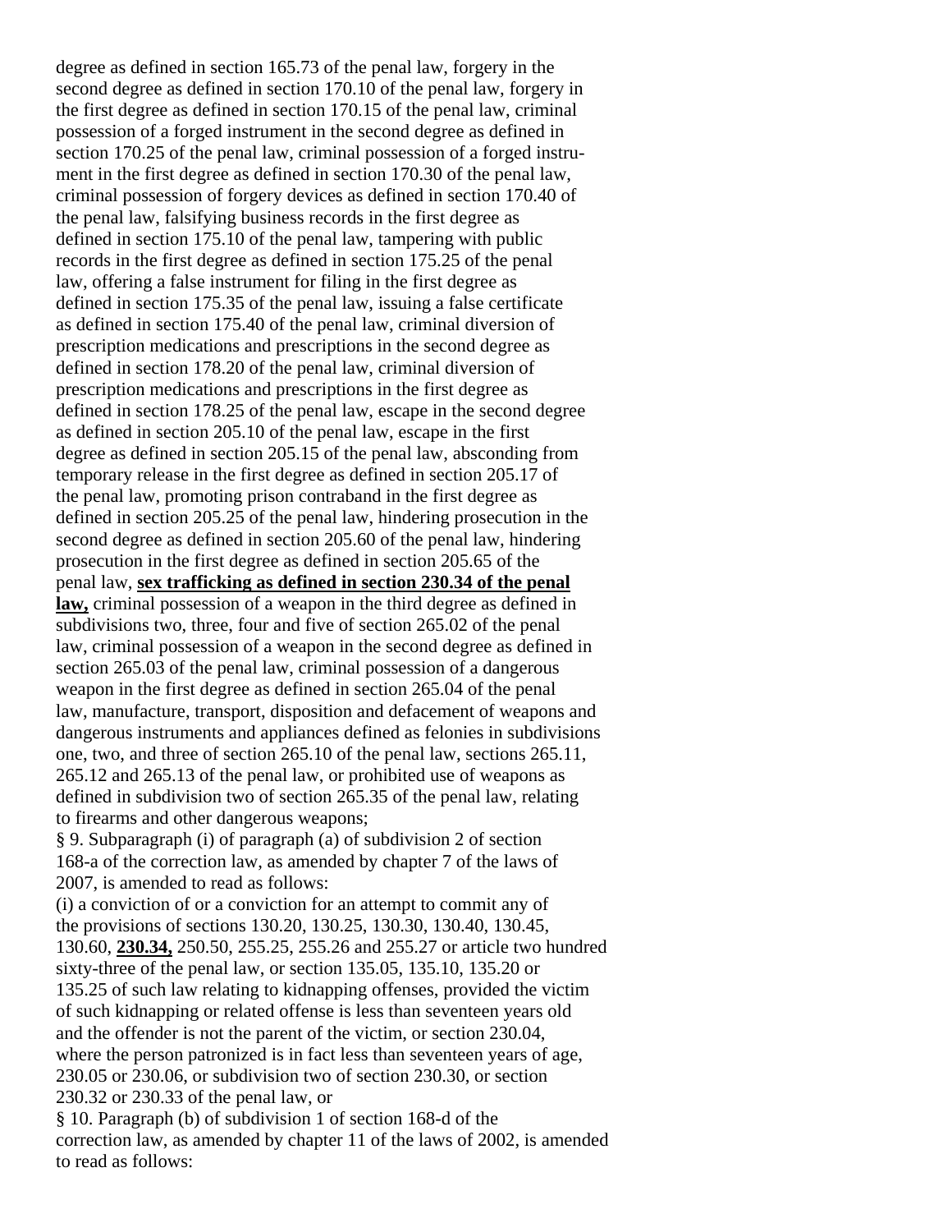degree as defined in section 165.73 of the penal law, forgery in the second degree as defined in section 170.10 of the penal law, forgery in the first degree as defined in section 170.15 of the penal law, criminal possession of a forged instrument in the second degree as defined in section 170.25 of the penal law, criminal possession of a forged instrument in the first degree as defined in section 170.30 of the penal law, criminal possession of forgery devices as defined in section 170.40 of the penal law, falsifying business records in the first degree as defined in section 175.10 of the penal law, tampering with public records in the first degree as defined in section 175.25 of the penal law, offering a false instrument for filing in the first degree as defined in section 175.35 of the penal law, issuing a false certificate as defined in section 175.40 of the penal law, criminal diversion of prescription medications and prescriptions in the second degree as defined in section 178.20 of the penal law, criminal diversion of prescription medications and prescriptions in the first degree as defined in section 178.25 of the penal law, escape in the second degree as defined in section 205.10 of the penal law, escape in the first degree as defined in section 205.15 of the penal law, absconding from temporary release in the first degree as defined in section 205.17 of the penal law, promoting prison contraband in the first degree as defined in section 205.25 of the penal law, hindering prosecution in the second degree as defined in section 205.60 of the penal law, hindering prosecution in the first degree as defined in section 205.65 of the penal law, **sex trafficking as defined in section 230.34 of the penal law,** criminal possession of a weapon in the third degree as defined in subdivisions two, three, four and five of section 265.02 of the penal law, criminal possession of a weapon in the second degree as defined in section 265.03 of the penal law, criminal possession of a dangerous weapon in the first degree as defined in section 265.04 of the penal law, manufacture, transport, disposition and defacement of weapons and dangerous instruments and appliances defined as felonies in subdivisions one, two, and three of section 265.10 of the penal law, sections 265.11, 265.12 and 265.13 of the penal law, or prohibited use of weapons as defined in subdivision two of section 265.35 of the penal law, relating to firearms and other dangerous weapons;

§ 9. Subparagraph (i) of paragraph (a) of subdivision 2 of section 168-a of the correction law, as amended by chapter 7 of the laws of 2007, is amended to read as follows:

(i) a conviction of or a conviction for an attempt to commit any of the provisions of sections 130.20, 130.25, 130.30, 130.40, 130.45, 130.60, **230.34,** 250.50, 255.25, 255.26 and 255.27 or article two hundred sixty-three of the penal law, or section 135.05, 135.10, 135.20 or 135.25 of such law relating to kidnapping offenses, provided the victim of such kidnapping or related offense is less than seventeen years old and the offender is not the parent of the victim, or section 230.04, where the person patronized is in fact less than seventeen years of age, 230.05 or 230.06, or subdivision two of section 230.30, or section 230.32 or 230.33 of the penal law, or

§ 10. Paragraph (b) of subdivision 1 of section 168-d of the correction law, as amended by chapter 11 of the laws of 2002, is amended to read as follows: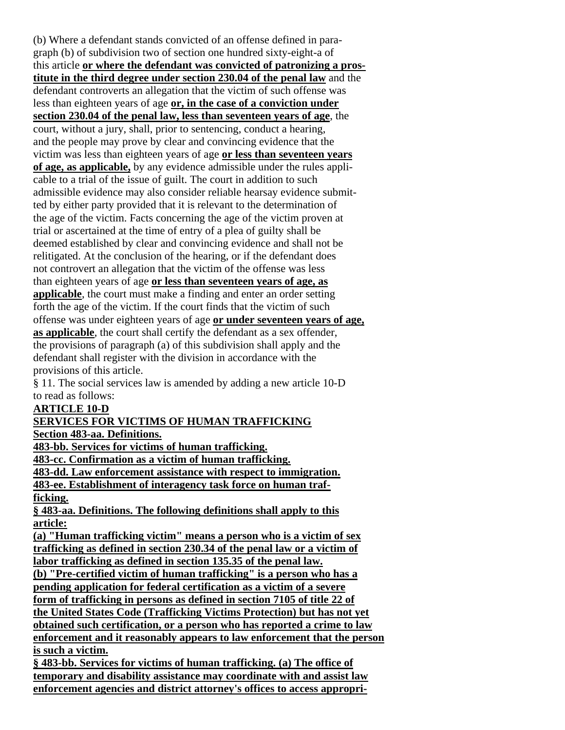(b) Where a defendant stands convicted of an offense defined in paragraph (b) of subdivision two of section one hundred sixty-eight-a of this article **or where the defendant was convicted of patronizing a prostitute in the third degree under section 230.04 of the penal law** and the defendant controverts an allegation that the victim of such offense was less than eighteen years of age **or, in the case of a conviction under section 230.04 of the penal law, less than seventeen years of age**, the court, without a jury, shall, prior to sentencing, conduct a hearing, and the people may prove by clear and convincing evidence that the victim was less than eighteen years of age **or less than seventeen years of age, as applicable,** by any evidence admissible under the rules applicable to a trial of the issue of guilt. The court in addition to such admissible evidence may also consider reliable hearsay evidence submitted by either party provided that it is relevant to the determination of the age of the victim. Facts concerning the age of the victim proven at trial or ascertained at the time of entry of a plea of guilty shall be deemed established by clear and convincing evidence and shall not be relitigated. At the conclusion of the hearing, or if the defendant does not controvert an allegation that the victim of the offense was less than eighteen years of age **or less than seventeen years of age, as applicable**, the court must make a finding and enter an order setting forth the age of the victim. If the court finds that the victim of such offense was under eighteen years of age **or under seventeen years of age, as applicable**, the court shall certify the defendant as a sex offender, the provisions of paragraph (a) of this subdivision shall apply and the defendant shall register with the division in accordance with the provisions of this article.

§ 11. The social services law is amended by adding a new article 10-D to read as follows:

**ARTICLE 10-D**

**SERVICES FOR VICTIMS OF HUMAN TRAFFICKING**

**Section 483-aa. Definitions.**

**483-bb. Services for victims of human trafficking.**

**483-cc. Confirmation as a victim of human trafficking.**

**483-dd. Law enforcement assistance with respect to immigration.**

**483-ee. Establishment of interagency task force on human trafficking.**

**§ 483-aa. Definitions. The following definitions shall apply to this article:**

**(a) "Human trafficking victim" means a person who is a victim of sex trafficking as defined in section 230.34 of the penal law or a victim of labor trafficking as defined in section 135.35 of the penal law.**

**(b) "Pre-certified victim of human trafficking" is a person who has a pending application for federal certification as a victim of a severe form of trafficking in persons as defined in section 7105 of title 22 of the United States Code (Trafficking Victims Protection) but has not yet obtained such certification, or a person who has reported a crime to law enforcement and it reasonably appears to law enforcement that the person is such a victim.**

**§ 483-bb. Services for victims of human trafficking. (a) The office of temporary and disability assistance may coordinate with and assist law enforcement agencies and district attorney's offices to access appropri-**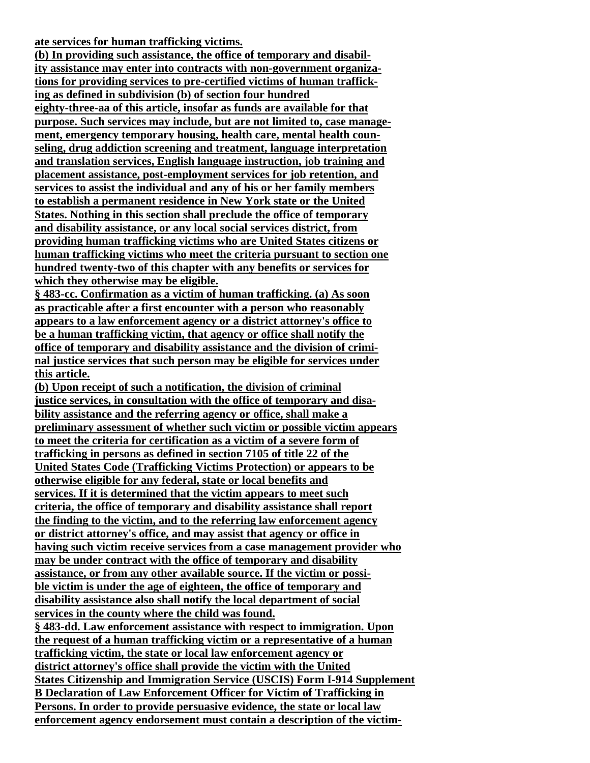**ate services for human trafficking victims.**
**(b) In providing such assistance, the office of temporary and disability assistance may enter into contracts with non-government organizations for providing services to pre-certified victims of human trafficking as defined in subdivision (b) of section four hundred eighty-three-aa of this article, insofar as funds are available for that purpose. Such services may include, but are not limited to, case management, emergency temporary housing, health care, mental health counseling, drug addiction screening and treatment, language interpretation and translation services, English language instruction, job training and placement assistance, post-employment services for job retention, and services to assist the individual and any of his or her family members to establish a permanent residence in New York state or the United States. Nothing in this section shall preclude the office of temporary and disability assistance, or any local social services district, from providing human trafficking victims who are United States citizens or human trafficking victims who meet the criteria pursuant to section one hundred twenty-two of this chapter with any benefits or services for which they otherwise may be eligible.**
**§ 483-cc. Confirmation as a victim of human trafficking. (a) As soon as practicable after a first encounter with a person who reasonably appears to a law enforcement agency or a district attorney's office to be a human trafficking victim, that agency or office shall notify the office of temporary and disability assistance and the division of criminal justice services that such person may be eligible for services under this article.**
**(b) Upon receipt of such a notification, the division of criminal justice services, in consultation with the office of temporary and disability assistance and the referring agency or office, shall make a preliminary assessment of whether such victim or possible victim appears to meet the criteria for certification as a victim of a severe form of trafficking in persons as defined in section 7105 of title 22 of the United States Code (Trafficking Victims Protection) or appears to be otherwise eligible for any federal, state or local benefits and services. If it is determined that the victim appears to meet such criteria, the office of temporary and disability assistance shall report the finding to the victim, and to the referring law enforcement agency or district attorney's office, and may assist that agency or office in having such victim receive services from a case management provider who may be under contract with the office of temporary and disability assistance, or from any other available source. If the victim or possible victim is under the age of eighteen, the office of temporary and disability assistance also shall notify the local department of social services in the county where the child was found.**
**§ 483-dd. Law enforcement assistance with respect to immigration. Upon the request of a human trafficking victim or a representative of a human trafficking victim, the state or local law enforcement agency or district attorney's office shall provide the victim with the United States Citizenship and Immigration Service (USCIS) Form I-914 Supplement B Declaration of Law Enforcement Officer for Victim of Trafficking in Persons. In order to provide persuasive evidence, the state or local law enforcement agency endorsement must contain a description of the victim-**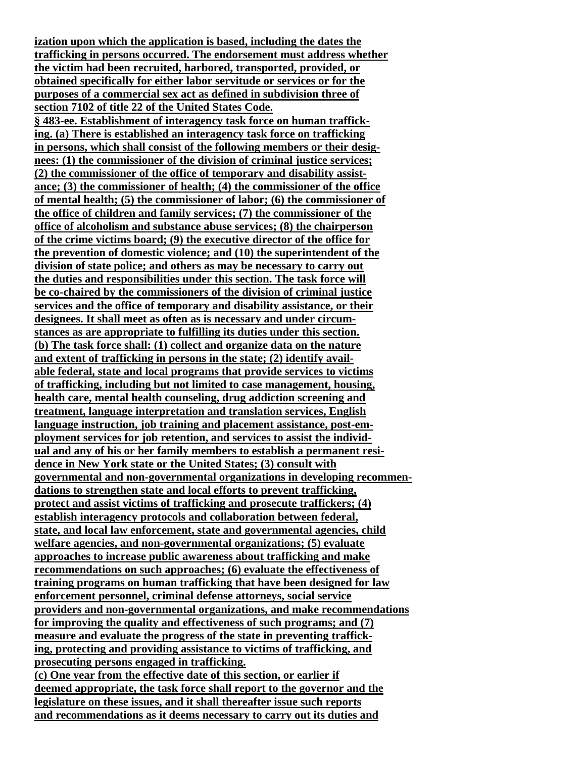**ization upon which the application is based, including the dates the trafficking in persons occurred. The endorsement must address whether the victim had been recruited, harbored, transported, provided, or obtained specifically for either labor servitude or services or for the purposes of a commercial sex act as defined in subdivision three of section 7102 of title 22 of the United States Code.**

**§ 483-ee. Establishment of interagency task force on human trafficking. (a) There is established an interagency task force on trafficking in persons, which shall consist of the following members or their designees: (1) the commissioner of the division of criminal justice services; (2) the commissioner of the office of temporary and disability assistance; (3) the commissioner of health; (4) the commissioner of the office of mental health; (5) the commissioner of labor; (6) the commissioner of the office of children and family services; (7) the commissioner of the office of alcoholism and substance abuse services; (8) the chairperson of the crime victims board; (9) the executive director of the office for the prevention of domestic violence; and (10) the superintendent of the division of state police; and others as may be necessary to carry out the duties and responsibilities under this section. The task force will be co-chaired by the commissioners of the division of criminal justice services and the office of temporary and disability assistance, or their designees. It shall meet as often as is necessary and under circumstances as are appropriate to fulfilling its duties under this section.**

**(b) The task force shall: (1) collect and organize data on the nature and extent of trafficking in persons in the state; (2) identify available federal, state and local programs that provide services to victims of trafficking, including but not limited to case management, housing, health care, mental health counseling, drug addiction screening and treatment, language interpretation and translation services, English language instruction, job training and placement assistance, post-employment services for job retention, and services to assist the individual and any of his or her family members to establish a permanent residence in New York state or the United States; (3) consult with governmental and non-governmental organizations in developing recommendations to strengthen state and local efforts to prevent trafficking, protect and assist victims of trafficking and prosecute traffickers; (4) establish interagency protocols and collaboration between federal, state, and local law enforcement, state and governmental agencies, child welfare agencies, and non-governmental organizations; (5) evaluate approaches to increase public awareness about trafficking and make recommendations on such approaches; (6) evaluate the effectiveness of training programs on human trafficking that have been designed for law enforcement personnel, criminal defense attorneys, social service providers and non-governmental organizations, and make recommendations for improving the quality and effectiveness of such programs; and (7) measure and evaluate the progress of the state in preventing trafficking, protecting and providing assistance to victims of trafficking, and prosecuting persons engaged in trafficking.**

**(c) One year from the effective date of this section, or earlier if deemed appropriate, the task force shall report to the governor and the legislature on these issues, and it shall thereafter issue such reports and recommendations as it deems necessary to carry out its duties and**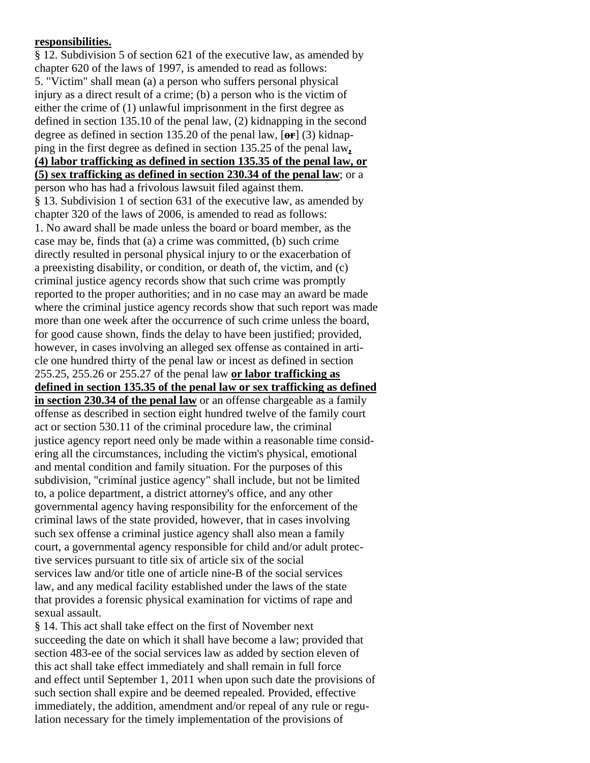**responsibilities.**

§ 12. Subdivision 5 of section 621 of the executive law, as amended by chapter 620 of the laws of 1997, is amended to read as follows:

5. "Victim" shall mean (a) a person who suffers personal physical injury as a direct result of a crime; (b) a person who is the victim of either the crime of (1) unlawful imprisonment in the first degree as defined in section 135.10 of the penal law, (2) kidnapping in the second degree as defined in section 135.20 of the penal law, [~~or~~] (3) kidnapping in the first degree as defined in section 135.25 of the penal law**,** **(4) labor trafficking as defined in section 135.35 of the penal law, or (5) sex trafficking as defined in section 230.34 of the penal law**; or a person who has had a frivolous lawsuit filed against them.

§ 13. Subdivision 1 of section 631 of the executive law, as amended by chapter 320 of the laws of 2006, is amended to read as follows:

1. No award shall be made unless the board or board member, as the case may be, finds that (a) a crime was committed, (b) such crime directly resulted in personal physical injury to or the exacerbation of a preexisting disability, or condition, or death of, the victim, and (c) criminal justice agency records show that such crime was promptly reported to the proper authorities; and in no case may an award be made where the criminal justice agency records show that such report was made more than one week after the occurrence of such crime unless the board, for good cause shown, finds the delay to have been justified; provided, however, in cases involving an alleged sex offense as contained in article one hundred thirty of the penal law or incest as defined in section 255.25, 255.26 or 255.27 of the penal law **or labor trafficking as defined in section 135.35 of the penal law or sex trafficking as defined in section 230.34 of the penal law** or an offense chargeable as a family offense as described in section eight hundred twelve of the family court act or section 530.11 of the criminal procedure law, the criminal justice agency report need only be made within a reasonable time considering all the circumstances, including the victim's physical, emotional and mental condition and family situation. For the purposes of this subdivision, "criminal justice agency" shall include, but not be limited to, a police department, a district attorney's office, and any other governmental agency having responsibility for the enforcement of the criminal laws of the state provided, however, that in cases involving such sex offense a criminal justice agency shall also mean a family court, a governmental agency responsible for child and/or adult protective services pursuant to title six of article six of the social services law and/or title one of article nine-B of the social services law, and any medical facility established under the laws of the state that provides a forensic physical examination for victims of rape and sexual assault.

§ 14. This act shall take effect on the first of November next succeeding the date on which it shall have become a law; provided that section 483-ee of the social services law as added by section eleven of this act shall take effect immediately and shall remain in full force and effect until September 1, 2011 when upon such date the provisions of such section shall expire and be deemed repealed. Provided, effective immediately, the addition, amendment and/or repeal of any rule or regulation necessary for the timely implementation of the provisions of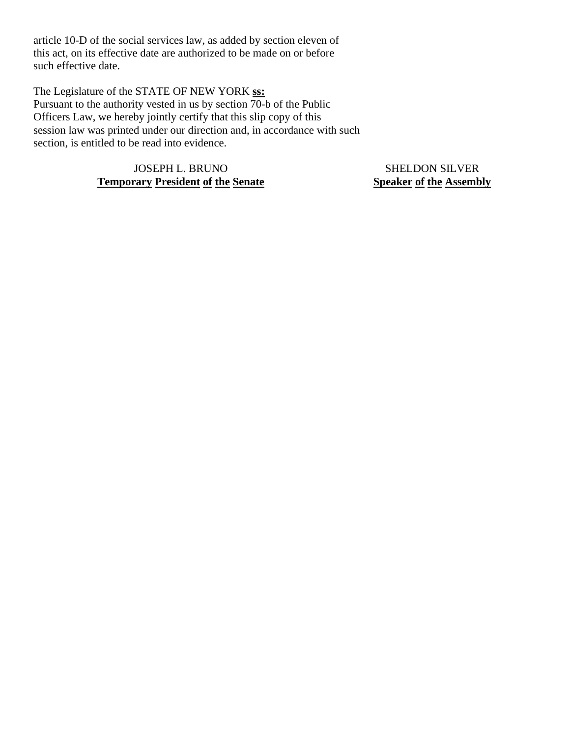article 10-D of the social services law, as added by section eleven of this act, on its effective date are authorized to be made on or before such effective date.

The Legislature of the STATE OF NEW YORK **ss:**
Pursuant to the authority vested in us by section 70-b of the Public Officers Law, we hereby jointly certify that this slip copy of this session law was printed under our direction and, in accordance with such section, is entitled to be read into evidence.

JOSEPH L. BRUNO
**Temporary President of the Senate**

SHELDON SILVER
**Speaker of the Assembly**